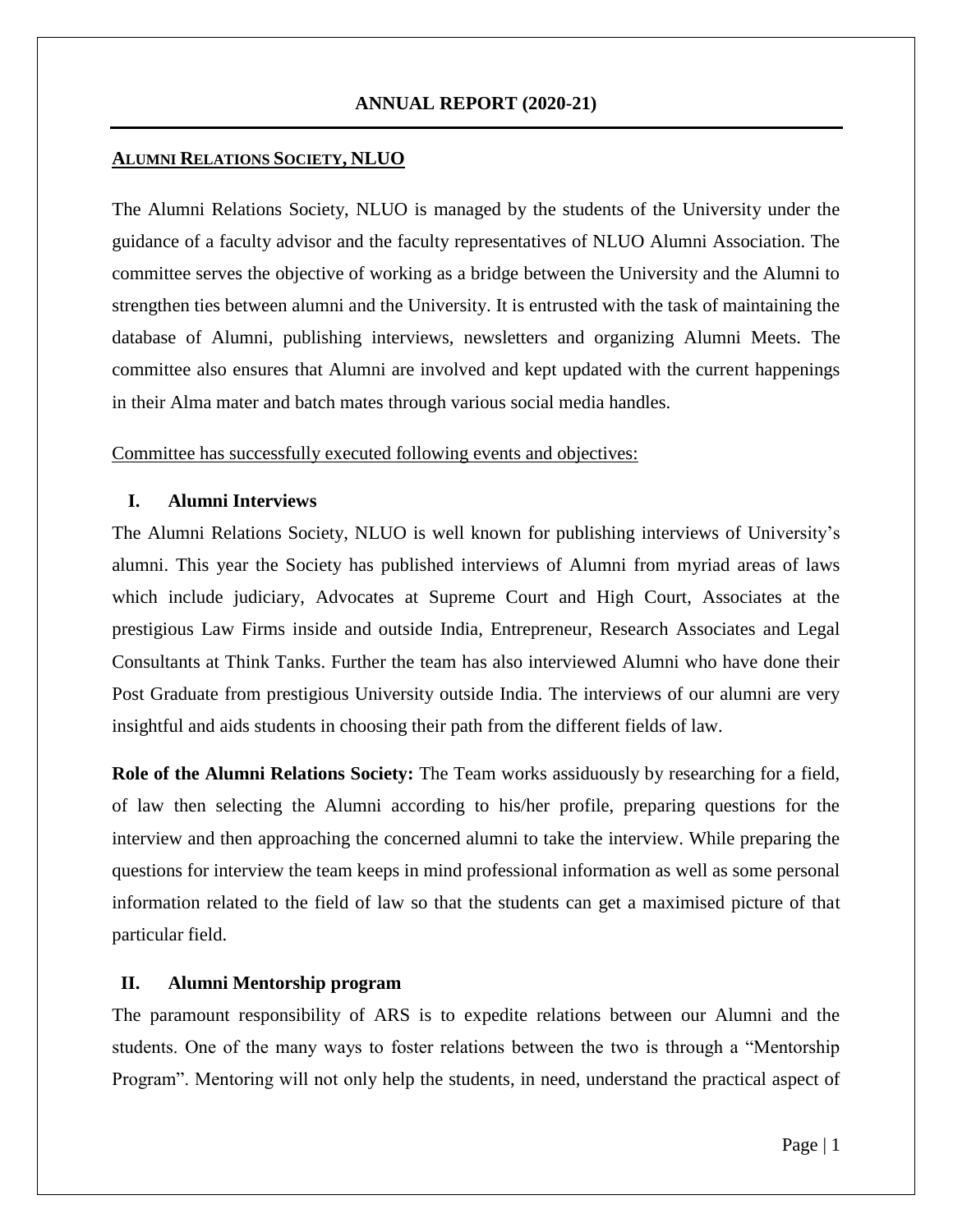# ANNUAL REPORT (2020-21)

## ALUMNI RELATIONS SOCIETY, NLUO

The Alumni Relations Society, NLUO is managed by the students of the University under the guidance of a faculty advisor and the faculty representatives of NLUO Alumni Association. The committee serves the objective of working as a bridge between the University and the Alumni to strengthen ties between alumni and the University. It is entrusted with the task of maintaining the database of Alumni, publishing interviews, newsletters and organizing Alumni Meets. The committee also ensures that Alumni are involved and kept updated with the current happenings in their Alma mater and batch mates through various social media handles.

Committee has successfully executed following events and objectives:

### I. Alumni Interviews

The Alumni Relations Society, NLUO is well known for publishing interviews of University's alumni. This year the Society has published interviews of Alumni from myriad areas of laws which include judiciary, Advocates at Supreme Court and High Court, Associates at the prestigious Law Firms inside and outside India, Entrepreneur, Research Associates and Legal Consultants at Think Tanks. Further the team has also interviewed Alumni who have done their Post Graduate from prestigious University outside India. The interviews of our alumni are very insightful and aids students in choosing their path from the different fields of law.

**Role of the Alumni Relations Society:** The Team works assiduously by researching for a field, of law then selecting the Alumni according to his/her profile, preparing questions for the interview and then approaching the concerned alumni to take the interview. While preparing the questions for interview the team keeps in mind professional information as well as some personal information related to the field of law so that the students can get a maximised picture of that particular field.

### II. Alumni Mentorship program

The paramount responsibility of ARS is to expedite relations between our Alumni and the students. One of the many ways to foster relations between the two is through a "Mentorship Program". Mentoring will not only help the students, in need, understand the practical aspect of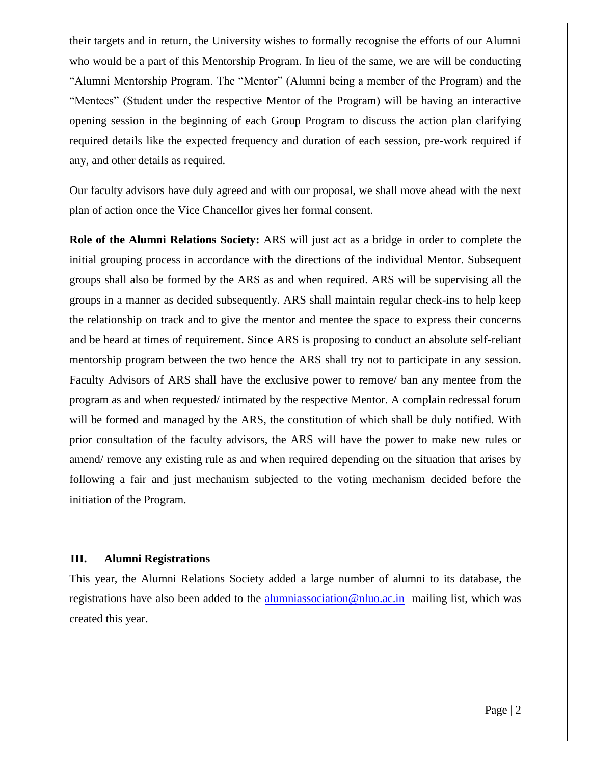their targets and in return, the University wishes to formally recognise the efforts of our Alumni who would be a part of this Mentorship Program. In lieu of the same, we are will be conducting "Alumni Mentorship Program. The "Mentor" (Alumni being a member of the Program) and the "Mentees" (Student under the respective Mentor of the Program) will be having an interactive opening session in the beginning of each Group Program to discuss the action plan clarifying required details like the expected frequency and duration of each session, pre-work required if any, and other details as required.

Our faculty advisors have duly agreed and with our proposal, we shall move ahead with the next plan of action once the Vice Chancellor gives her formal consent.

**Role of the Alumni Relations Society:** ARS will just act as a bridge in order to complete the initial grouping process in accordance with the directions of the individual Mentor. Subsequent groups shall also be formed by the ARS as and when required. ARS will be supervising all the groups in a manner as decided subsequently. ARS shall maintain regular check-ins to help keep the relationship on track and to give the mentor and mentee the space to express their concerns and be heard at times of requirement. Since ARS is proposing to conduct an absolute self-reliant mentorship program between the two hence the ARS shall try not to participate in any session. Faculty Advisors of ARS shall have the exclusive power to remove/ ban any mentee from the program as and when requested/ intimated by the respective Mentor. A complain redressal forum will be formed and managed by the ARS, the constitution of which shall be duly notified. With prior consultation of the faculty advisors, the ARS will have the power to make new rules or amend/ remove any existing rule as and when required depending on the situation that arises by following a fair and just mechanism subjected to the voting mechanism decided before the initiation of the Program.

### III. Alumni Registrations

This year, the Alumni Relations Society added a large number of alumni to its database, the registrations have also been added to the alumniassociation@nluo.ac.in mailing list, which was created this year.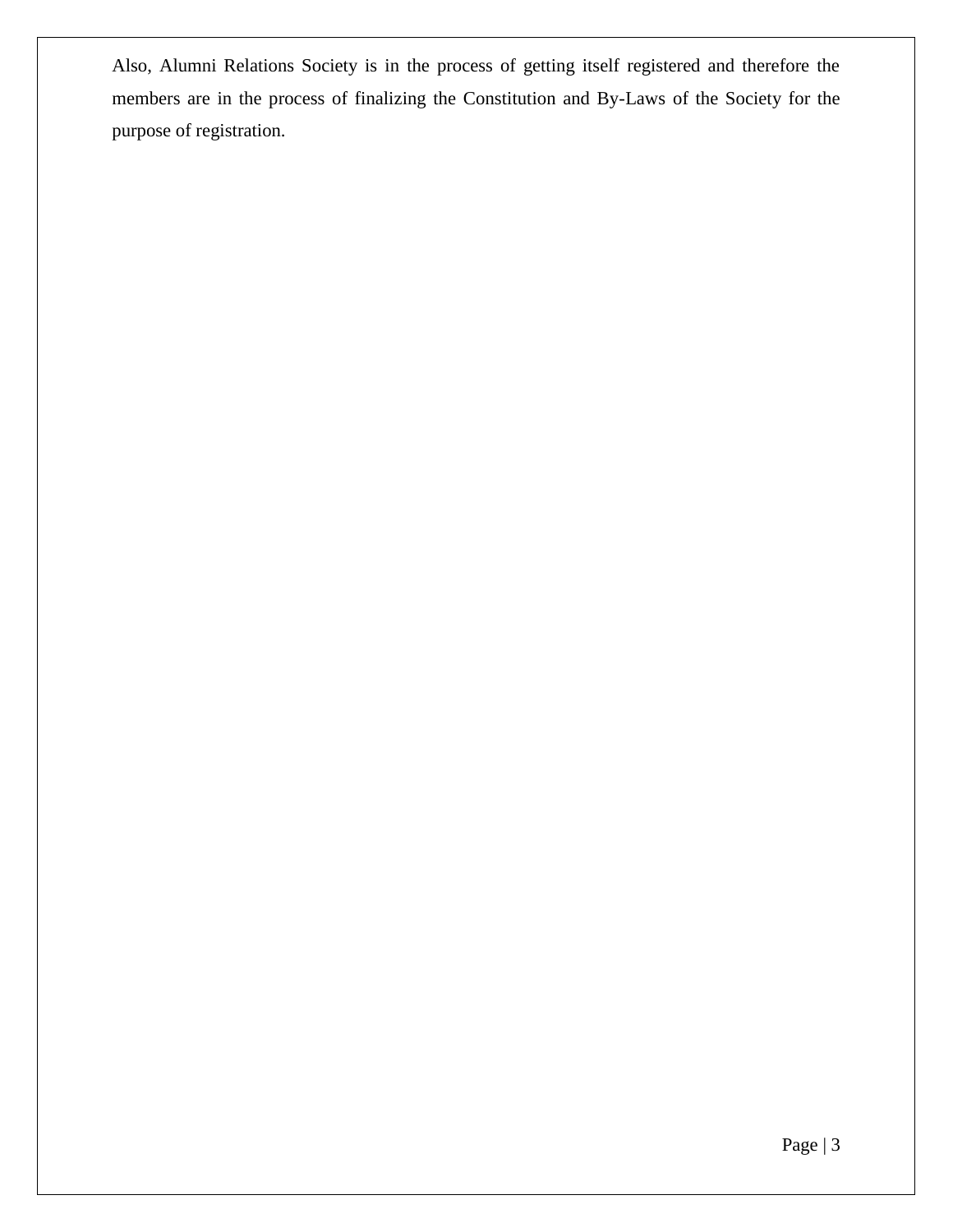Also, Alumni Relations Society is in the process of getting itself registered and therefore the members are in the process of finalizing the Constitution and By-Laws of the Society for the purpose of registration.